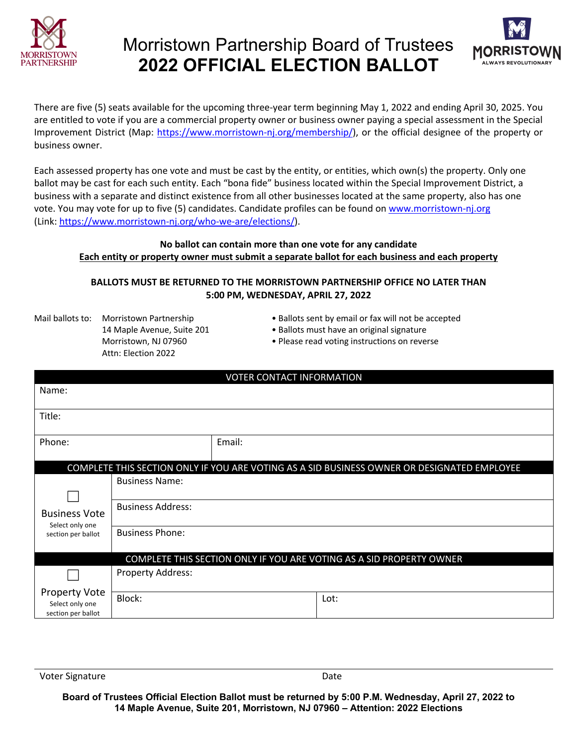# Morristown Partnership Board of Trustees
# **2022 OFFICIAL ELECTION BALLOT**

There are five (5) seats available for the upcoming three-year term beginning May 1, 2022 and ending April 30, 2025. You are entitled to vote if you are a commercial property owner or business owner paying a special assessment in the Special Improvement District (Map: https://www.morristown-nj.com/membership/), or the official designee of the property or business owner.

Each assessed property has one vote and must be cast by the entity, or entities, which own(s) the property. Only one ballot may be cast for each such entity. Each "bona fide" business located within the Special Improvement District, a business with a separate and distinct existence from all other businesses located at the same property, also has one vote. You may vote for up to five (5) candidates. Candidate profiles can be found on www.morristown-nj.org (Link: https://www.morristown-nj.org/who-we-are/elections/).

**No ballot can contain more than one vote for any candidate**
**Each entity or property owner must submit a separate ballot for each business and each property**

**BALLOTS MUST BE RETURNED TO THE MORRISTOWN PARTNERSHIP OFFICE NO LATER THAN 5:00 PM, WEDNESDAY, APRIL 27, 2022**

Mail ballots to:
Morristown Partnership
14 Maple Avenue, Suite 201
Morristown, NJ 07960
Attn: Election 2022

- Ballots sent by email or fax will not be accepted
- Ballots must have an original signature
- Please read voting instructions on reverse

| VOTER CONTACT INFORMATION | |
|---|---|
| Name: | |
| Title: | |
| Phone: | Email: |

| COMPLETE THIS SECTION ONLY IF YOU ARE VOTING AS A SID BUSINESS OWNER OR DESIGNATED EMPLOYEE | |
|---|---|
| ☐ Business Vote (Select only one section per ballot) | Business Name: |
| | Business Address: |
| | Business Phone: |

| COMPLETE THIS SECTION ONLY IF YOU ARE VOTING AS A SID PROPERTY OWNER | | |
|---|---|---|
| ☐ Property Vote (Select only one section per ballot) | Property Address: | |
| | Block: | Lot: |

Voter Signature ____________________ Date ____________________

**Board of Trustees Official Election Ballot must be returned by 5:00 P.M. Wednesday, April 27, 2022 to 14 Maple Avenue, Suite 201, Morristown, NJ 07960 – Attention: 2022 Elections**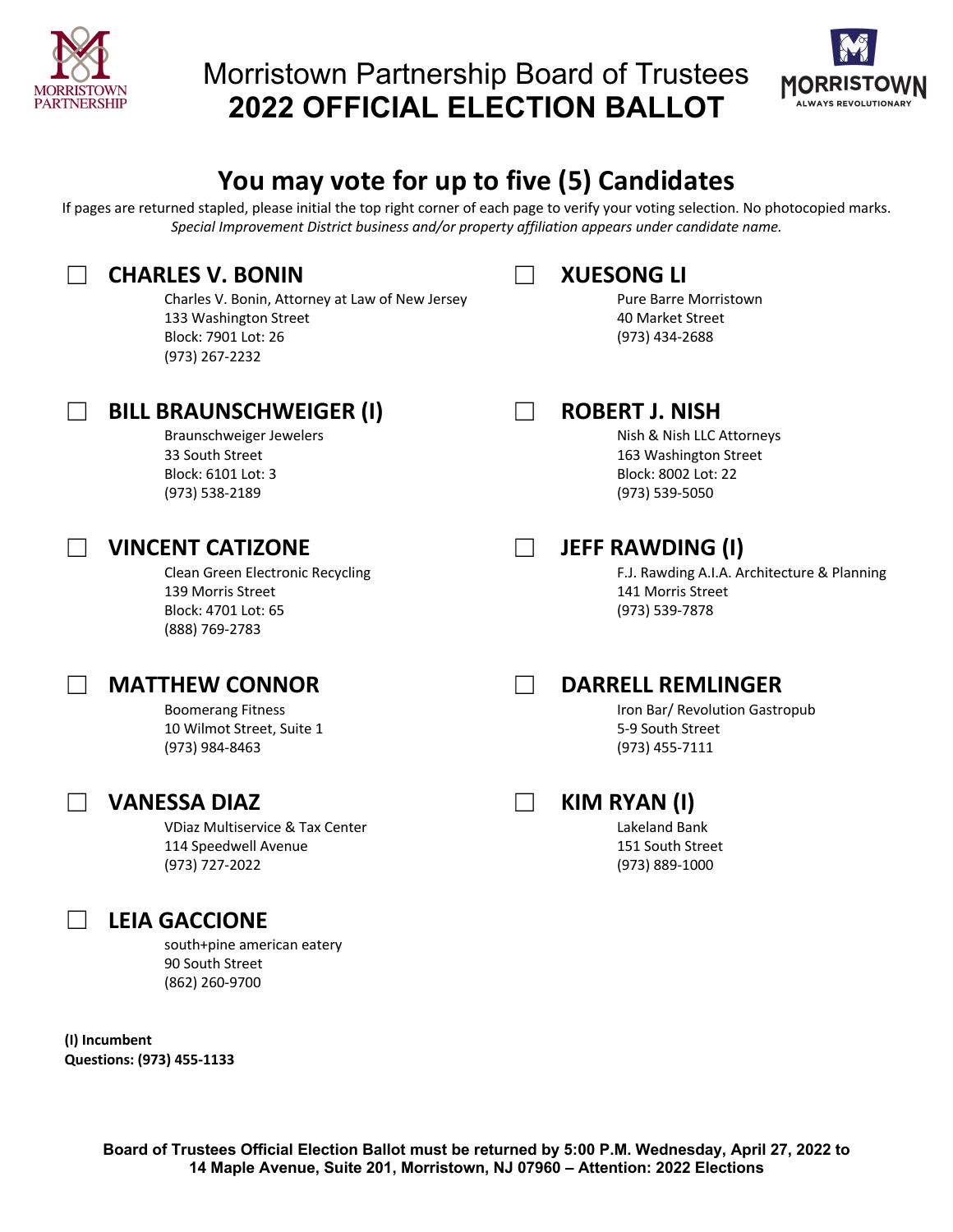# Morristown Partnership Board of Trustees

# 2022 OFFICIAL ELECTION BALLOT

## You may vote for up to five (5) Candidates

If pages are returned stapled, please initial the top right corner of each page to verify your voting selection. No photocopied marks.

*Special Improvement District business and/or property affiliation appears under candidate name.*

☐ **CHARLES V. BONIN**

Charles V. Bonin, Attorney at Law of New Jersey
133 Washington Street
Block: 7901 Lot: 26
(973) 267-2232

☐ **BILL BRAUNSCHWEIGER (I)**

Braunschweiger Jewelers
33 South Street
Block: 6101 Lot: 3
(973) 538-2189

☐ **VINCENT CATIZONE**

Clean Green Electronic Recycling
139 Morris Street
Block: 4701 Lot: 65
(888) 769-2783

☐ **MATTHEW CONNOR**

Boomerang Fitness
10 Wilmot Street, Suite 1
(973) 984-8463

☐ **VANESSA DIAZ**

VDiaz Multiservice & Tax Center
114 Speedwell Avenue
(973) 727-2022

☐ **LEIA GACCIONE**

south+pine american eatery
90 South Street
(862) 260-9700

☐ **XUESONG LI**

Pure Barre Morristown
40 Market Street
(973) 434-2688

☐ **ROBERT J. NISH**

Nish & Nish LLC Attorneys
163 Washington Street
Block: 8002 Lot: 22
(973) 539-5050

☐ **JEFF RAWDING (I)**

F.J. Rawding A.I.A. Architecture & Planning
141 Morris Street
(973) 539-7878

☐ **DARRELL REMLINGER**

Iron Bar/ Revolution Gastropub
5-9 South Street
(973) 455-7111

☐ **KIM RYAN (I)**

Lakeland Bank
151 South Street
(973) 889-1000

**(I) Incumbent**
**Questions: (973) 455-1133**

**Board of Trustees Official Election Ballot must be returned by 5:00 P.M. Wednesday, April 27, 2022 to 14 Maple Avenue, Suite 201, Morristown, NJ 07960 – Attention: 2022 Elections**